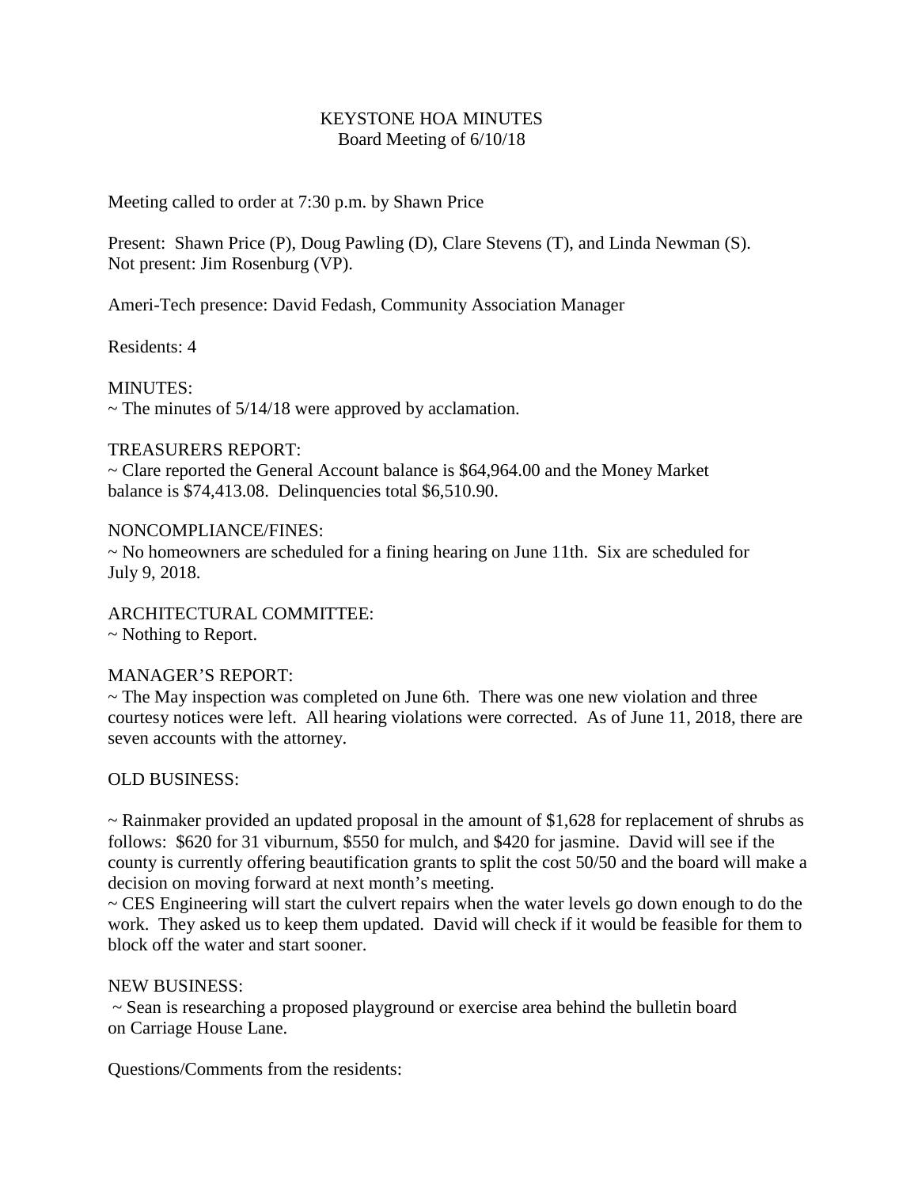# KEYSTONE HOA MINUTES
## Board Meeting of 6/10/18

Meeting called to order at 7:30 p.m. by Shawn Price

Present: Shawn Price (P), Doug Pawling (D), Clare Stevens (T), and Linda Newman (S).
Not present: Jim Rosenburg (VP).

Ameri-Tech presence: David Fedash, Community Association Manager

Residents: 4

MINUTES:
~ The minutes of 5/14/18 were approved by acclamation.

TREASURERS REPORT:
~ Clare reported the General Account balance is $64,964.00 and the Money Market balance is $74,413.08. Delinquencies total $6,510.90.

NONCOMPLIANCE/FINES:
~ No homeowners are scheduled for a fining hearing on June 11th. Six are scheduled for July 9, 2018.

ARCHITECTURAL COMMITTEE:
~ Nothing to Report.

MANAGER'S REPORT:
~ The May inspection was completed on June 6th. There was one new violation and three courtesy notices were left. All hearing violations were corrected. As of June 11, 2018, there are seven accounts with the attorney.

OLD BUSINESS:

~ Rainmaker provided an updated proposal in the amount of $1,628 for replacement of shrubs as follows: $620 for 31 viburnum, $550 for mulch, and $420 for jasmine. David will see if the county is currently offering beautification grants to split the cost 50/50 and the board will make a decision on moving forward at next month's meeting.
~ CES Engineering will start the culvert repairs when the water levels go down enough to do the work. They asked us to keep them updated. David will check if it would be feasible for them to block off the water and start sooner.

NEW BUSINESS:
~ Sean is researching a proposed playground or exercise area behind the bulletin board on Carriage House Lane.

Questions/Comments from the residents: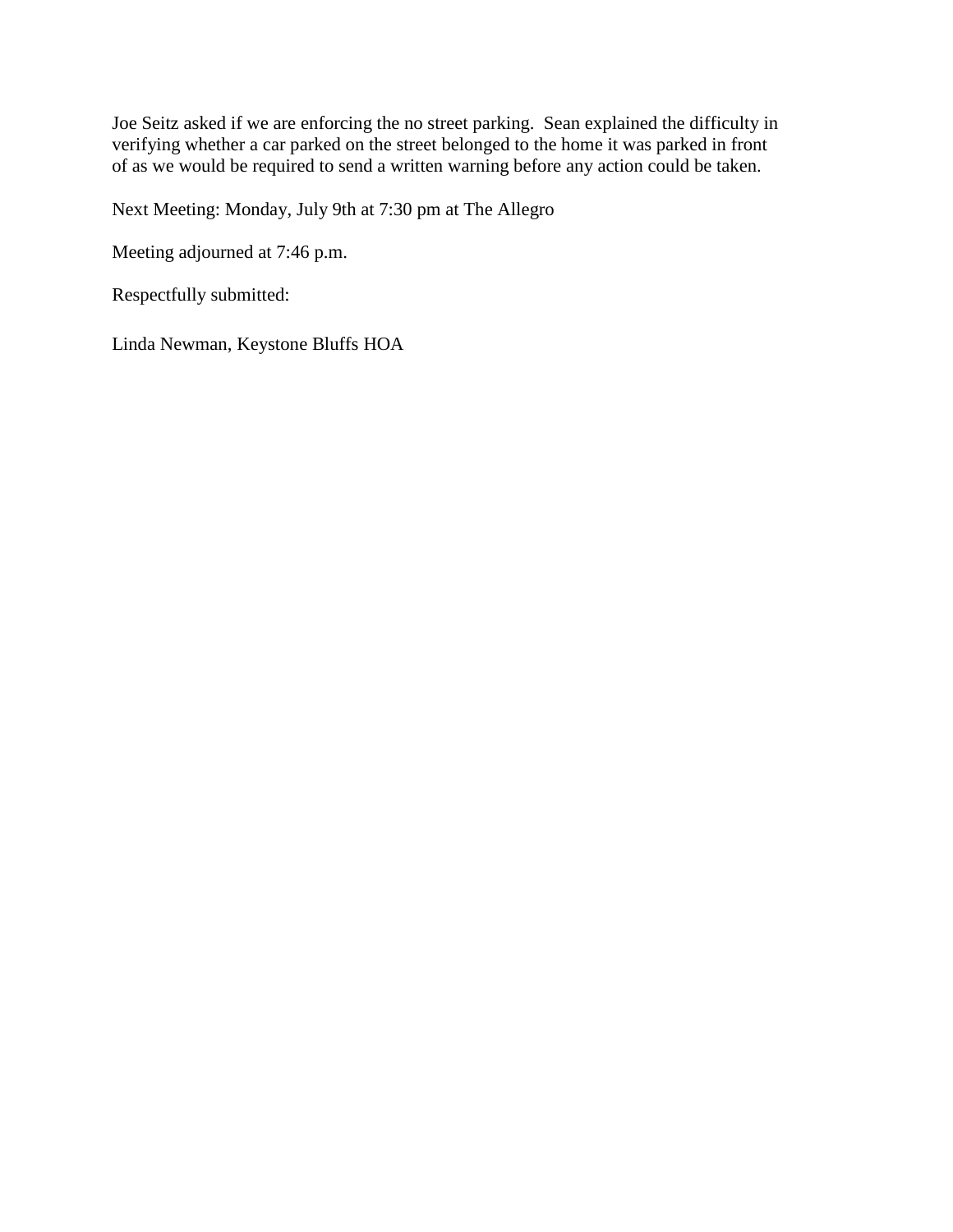Joe Seitz asked if we are enforcing the no street parking. Sean explained the difficulty in verifying whether a car parked on the street belonged to the home it was parked in front of as we would be required to send a written warning before any action could be taken.

Next Meeting: Monday, July 9th at 7:30 pm at The Allegro

Meeting adjourned at 7:46 p.m.

Respectfully submitted:

Linda Newman, Keystone Bluffs HOA